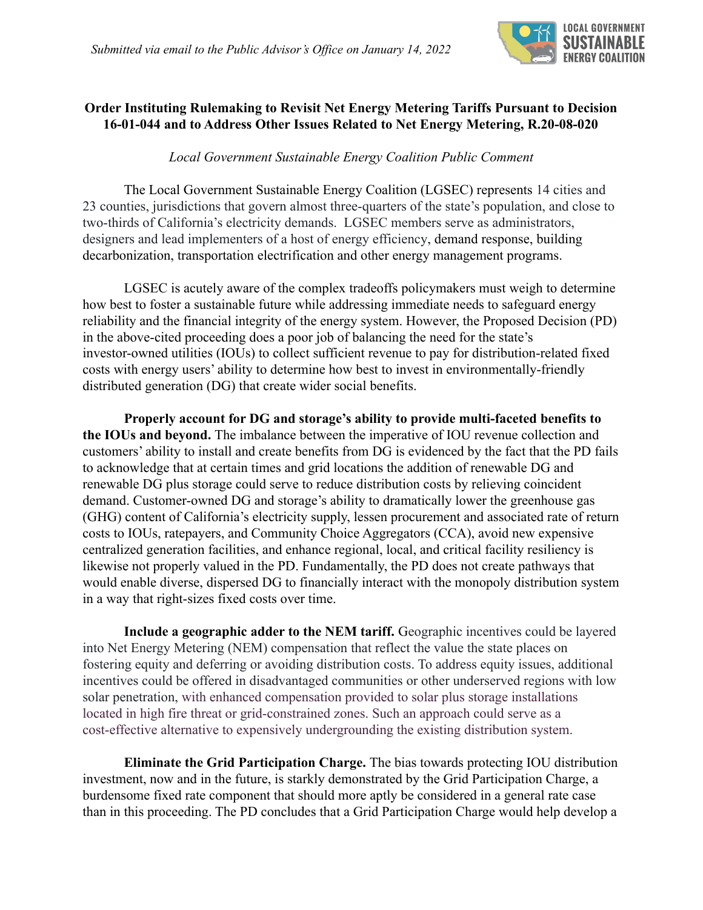*Submitted via email to the Public Advisor's Office on January 14, 2022*

LOCAL GOVERNMENT SUSTAINABLE ENERGY COALITION

**Order Instituting Rulemaking to Revisit Net Energy Metering Tariffs Pursuant to Decision 16-01-044 and to Address Other Issues Related to Net Energy Metering, R.20-08-020**

*Local Government Sustainable Energy Coalition Public Comment*

The Local Government Sustainable Energy Coalition (LGSEC) represents 14 cities and 23 counties, jurisdictions that govern almost three-quarters of the state's population, and close to two-thirds of California's electricity demands. LGSEC members serve as administrators, designers and lead implementers of a host of energy efficiency, demand response, building decarbonization, transportation electrification and other energy management programs.

LGSEC is acutely aware of the complex tradeoffs policymakers must weigh to determine how best to foster a sustainable future while addressing immediate needs to safeguard energy reliability and the financial integrity of the energy system. However, the Proposed Decision (PD) in the above-cited proceeding does a poor job of balancing the need for the state's investor-owned utilities (IOUs) to collect sufficient revenue to pay for distribution-related fixed costs with energy users' ability to determine how best to invest in environmentally-friendly distributed generation (DG) that create wider social benefits.

**Properly account for DG and storage's ability to provide multi-faceted benefits to the IOUs and beyond.** The imbalance between the imperative of IOU revenue collection and customers' ability to install and create benefits from DG is evidenced by the fact that the PD fails to acknowledge that at certain times and grid locations the addition of renewable DG and renewable DG plus storage could serve to reduce distribution costs by relieving coincident demand. Customer-owned DG and storage's ability to dramatically lower the greenhouse gas (GHG) content of California's electricity supply, lessen procurement and associated rate of return costs to IOUs, ratepayers, and Community Choice Aggregators (CCA), avoid new expensive centralized generation facilities, and enhance regional, local, and critical facility resiliency is likewise not properly valued in the PD. Fundamentally, the PD does not create pathways that would enable diverse, dispersed DG to financially interact with the monopoly distribution system in a way that right-sizes fixed costs over time.

**Include a geographic adder to the NEM tariff.** Geographic incentives could be layered into Net Energy Metering (NEM) compensation that reflect the value the state places on fostering equity and deferring or avoiding distribution costs. To address equity issues, additional incentives could be offered in disadvantaged communities or other underserved regions with low solar penetration, with enhanced compensation provided to solar plus storage installations located in high fire threat or grid-constrained zones. Such an approach could serve as a cost-effective alternative to expensively undergrounding the existing distribution system.

**Eliminate the Grid Participation Charge.** The bias towards protecting IOU distribution investment, now and in the future, is starkly demonstrated by the Grid Participation Charge, a burdensome fixed rate component that should more aptly be considered in a general rate case than in this proceeding. The PD concludes that a Grid Participation Charge would help develop a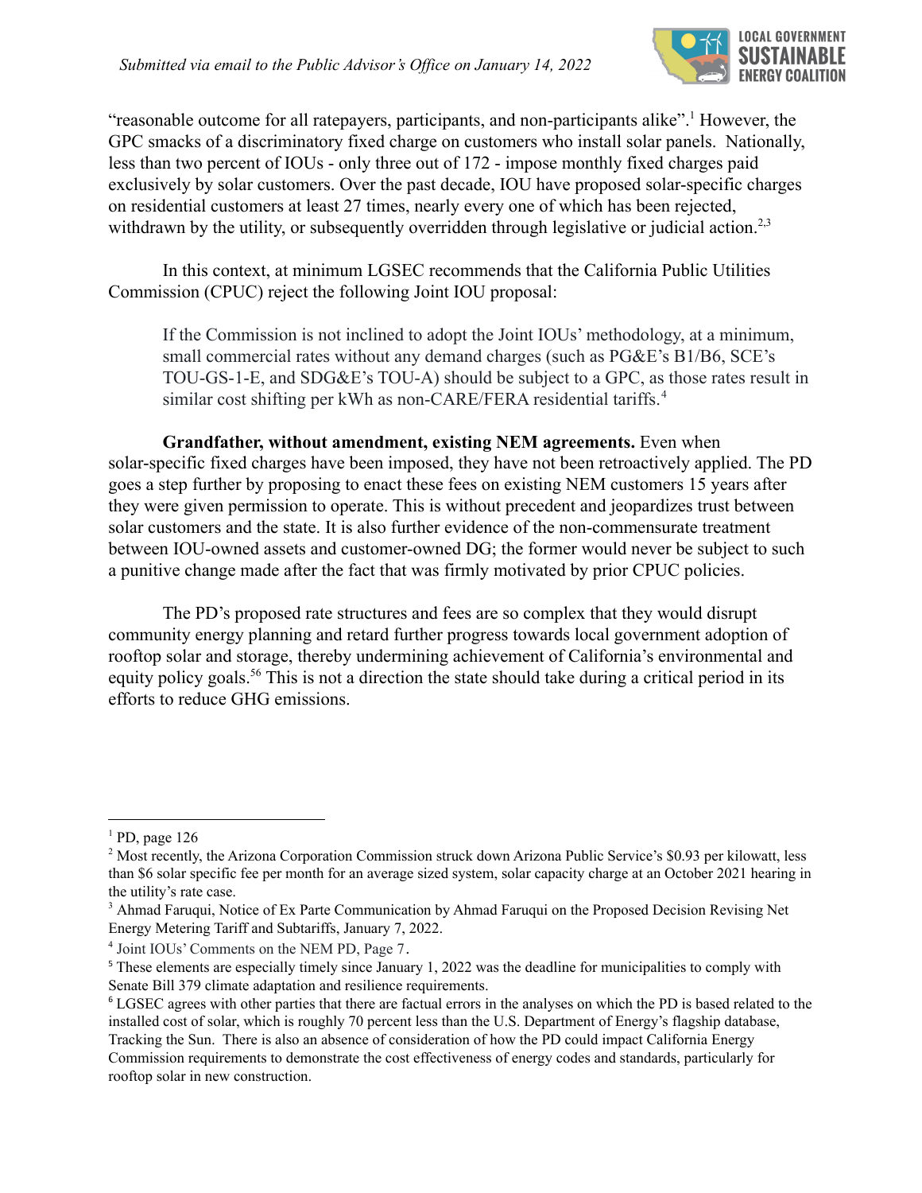"reasonable outcome for all ratepayers, participants, and non-participants alike".[1] However, the GPC smacks of a discriminatory fixed charge on customers who install solar panels. Nationally, less than two percent of IOUs - only three out of 172 - impose monthly fixed charges paid exclusively by solar customers. Over the past decade, IOU have proposed solar-specific charges on residential customers at least 27 times, nearly every one of which has been rejected, withdrawn by the utility, or subsequently overridden through legislative or judicial action.[2,3]

In this context, at minimum LGSEC recommends that the California Public Utilities Commission (CPUC) reject the following Joint IOU proposal:

> If the Commission is not inclined to adopt the Joint IOUs' methodology, at a minimum, small commercial rates without any demand charges (such as PG&E's B1/B6, SCE's TOU-GS-1-E, and SDG&E's TOU-A) should be subject to a GPC, as those rates result in similar cost shifting per kWh as non-CARE/FERA residential tariffs.[4]

**Grandfather, without amendment, existing NEM agreements.** Even when solar-specific fixed charges have been imposed, they have not been retroactively applied. The PD goes a step further by proposing to enact these fees on existing NEM customers 15 years after they were given permission to operate. This is without precedent and jeopardizes trust between solar customers and the state. It is also further evidence of the non-commensurate treatment between IOU-owned assets and customer-owned DG; the former would never be subject to such a punitive change made after the fact that was firmly motivated by prior CPUC policies.

The PD's proposed rate structures and fees are so complex that they would disrupt community energy planning and retard further progress towards local government adoption of rooftop solar and storage, thereby undermining achievement of California's environmental and equity policy goals.[5,6] This is not a direction the state should take during a critical period in its efforts to reduce GHG emissions.

---

[1] PD, page 126

[2] Most recently, the Arizona Corporation Commission struck down Arizona Public Service's $0.93 per kilowatt, less than $6 solar specific fee per month for an average sized system, solar capacity charge at an October 2021 hearing in the utility's rate case.

[3] Ahmad Faruqui, Notice of Ex Parte Communication by Ahmad Faruqui on the Proposed Decision Revising Net Energy Metering Tariff and Subtariffs, January 7, 2022.

[4] Joint IOUs' Comments on the NEM PD, Page 7.

[5] These elements are especially timely since January 1, 2022 was the deadline for municipalities to comply with Senate Bill 379 climate adaptation and resilience requirements.

[6] LGSEC agrees with other parties that there are factual errors in the analyses on which the PD is based related to the installed cost of solar, which is roughly 70 percent less than the U.S. Department of Energy's flagship database, Tracking the Sun. There is also an absence of consideration of how the PD could impact California Energy Commission requirements to demonstrate the cost effectiveness of energy codes and standards, particularly for rooftop solar in new construction.